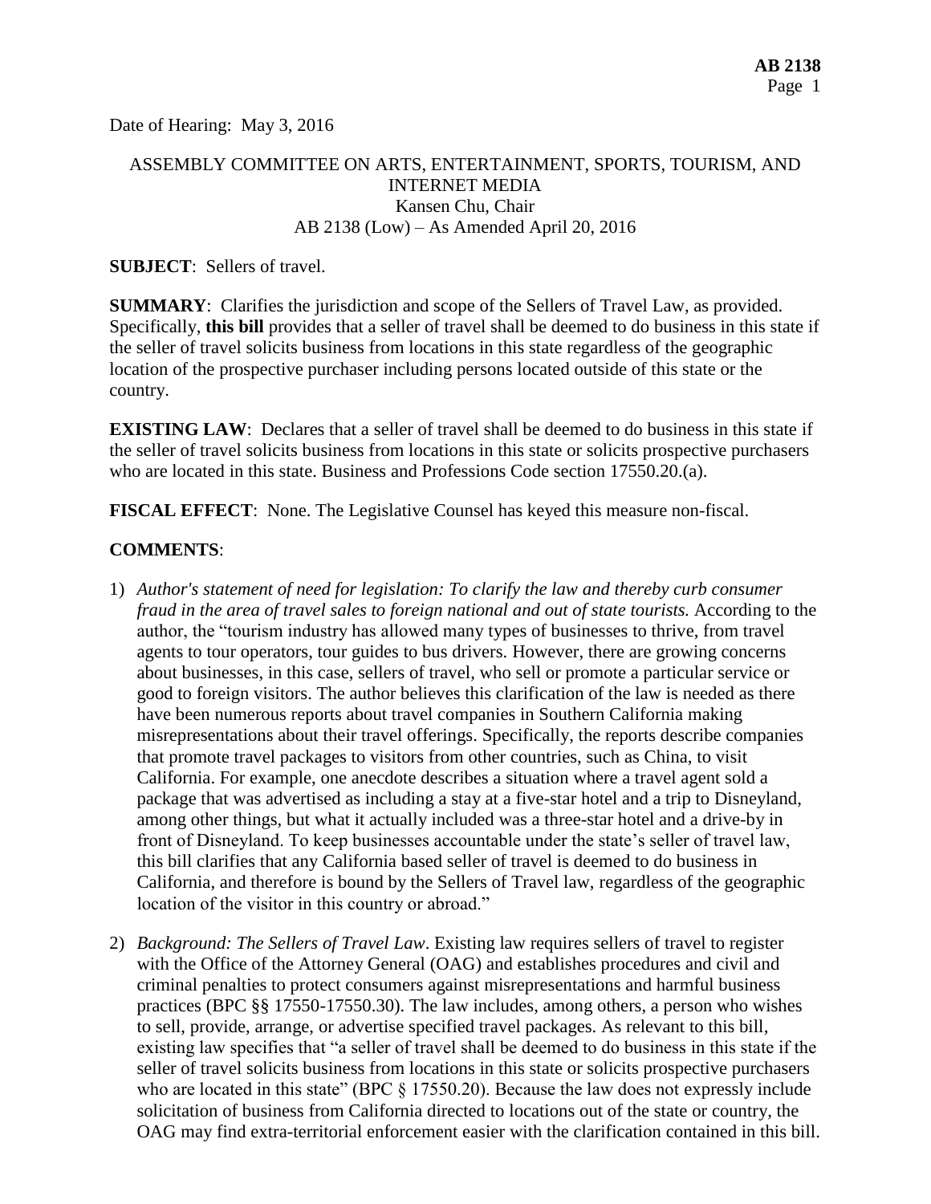Date of Hearing: May 3, 2016

ASSEMBLY COMMITTEE ON ARTS, ENTERTAINMENT, SPORTS, TOURISM, AND INTERNET MEDIA
Kansen Chu, Chair
AB 2138 (Low) – As Amended April 20, 2016

**SUBJECT**: Sellers of travel.

**SUMMARY**: Clarifies the jurisdiction and scope of the Sellers of Travel Law, as provided. Specifically, **this bill** provides that a seller of travel shall be deemed to do business in this state if the seller of travel solicits business from locations in this state regardless of the geographic location of the prospective purchaser including persons located outside of this state or the country.

**EXISTING LAW**: Declares that a seller of travel shall be deemed to do business in this state if the seller of travel solicits business from locations in this state or solicits prospective purchasers who are located in this state. Business and Professions Code section 17550.20.(a).

**FISCAL EFFECT**: None. The Legislative Counsel has keyed this measure non-fiscal.

**COMMENTS**:

1) *Author's statement of need for legislation: To clarify the law and thereby curb consumer fraud in the area of travel sales to foreign national and out of state tourists.* According to the author, the "tourism industry has allowed many types of businesses to thrive, from travel agents to tour operators, tour guides to bus drivers. However, there are growing concerns about businesses, in this case, sellers of travel, who sell or promote a particular service or good to foreign visitors. The author believes this clarification of the law is needed as there have been numerous reports about travel companies in Southern California making misrepresentations about their travel offerings. Specifically, the reports describe companies that promote travel packages to visitors from other countries, such as China, to visit California. For example, one anecdote describes a situation where a travel agent sold a package that was advertised as including a stay at a five-star hotel and a trip to Disneyland, among other things, but what it actually included was a three-star hotel and a drive-by in front of Disneyland. To keep businesses accountable under the state's seller of travel law, this bill clarifies that any California based seller of travel is deemed to do business in California, and therefore is bound by the Sellers of Travel law, regardless of the geographic location of the visitor in this country or abroad."

2) *Background: The Sellers of Travel Law*. Existing law requires sellers of travel to register with the Office of the Attorney General (OAG) and establishes procedures and civil and criminal penalties to protect consumers against misrepresentations and harmful business practices (BPC §§ 17550-17550.30). The law includes, among others, a person who wishes to sell, provide, arrange, or advertise specified travel packages. As relevant to this bill, existing law specifies that "a seller of travel shall be deemed to do business in this state if the seller of travel solicits business from locations in this state or solicits prospective purchasers who are located in this state" (BPC § 17550.20). Because the law does not expressly include solicitation of business from California directed to locations out of the state or country, the OAG may find extra-territorial enforcement easier with the clarification contained in this bill.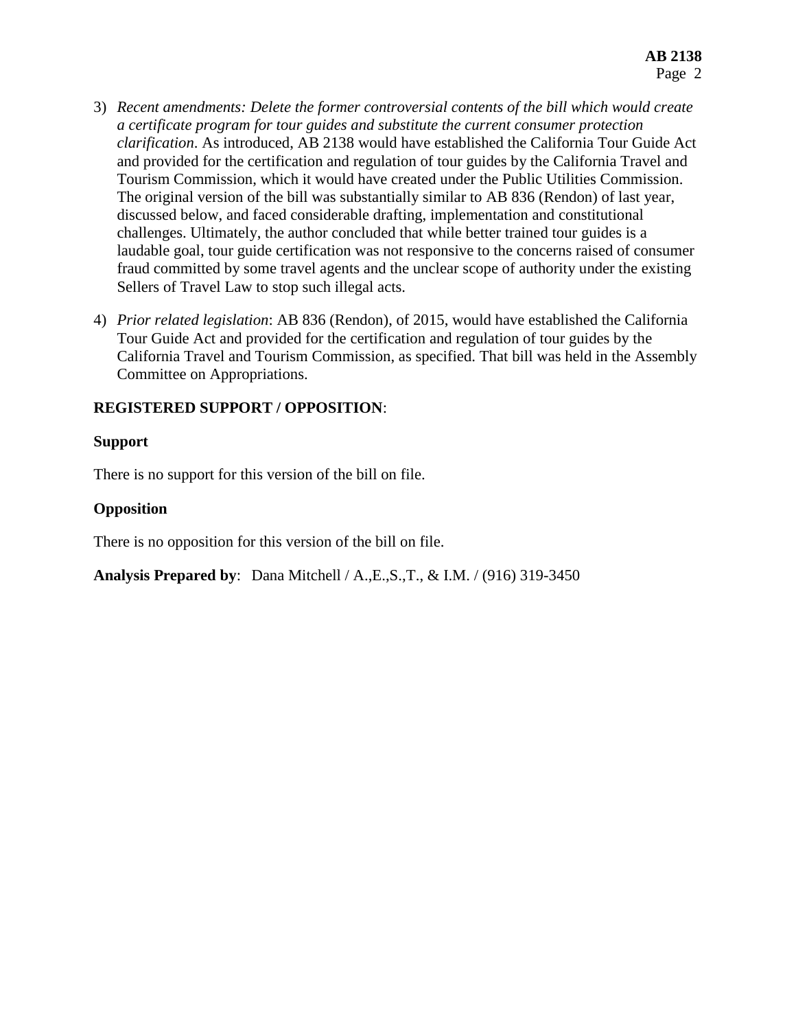3) *Recent amendments: Delete the former controversial contents of the bill which would create a certificate program for tour guides and substitute the current consumer protection clarification.* As introduced, AB 2138 would have established the California Tour Guide Act and provided for the certification and regulation of tour guides by the California Travel and Tourism Commission, which it would have created under the Public Utilities Commission. The original version of the bill was substantially similar to AB 836 (Rendon) of last year, discussed below, and faced considerable drafting, implementation and constitutional challenges. Ultimately, the author concluded that while better trained tour guides is a laudable goal, tour guide certification was not responsive to the concerns raised of consumer fraud committed by some travel agents and the unclear scope of authority under the existing Sellers of Travel Law to stop such illegal acts.

4) *Prior related legislation*: AB 836 (Rendon), of 2015, would have established the California Tour Guide Act and provided for the certification and regulation of tour guides by the California Travel and Tourism Commission, as specified. That bill was held in the Assembly Committee on Appropriations.

**REGISTERED SUPPORT / OPPOSITION**:

**Support**

There is no support for this version of the bill on file.

**Opposition**

There is no opposition for this version of the bill on file.

**Analysis Prepared by**: Dana Mitchell / A.,E.,S.,T., & I.M. / (916) 319-3450